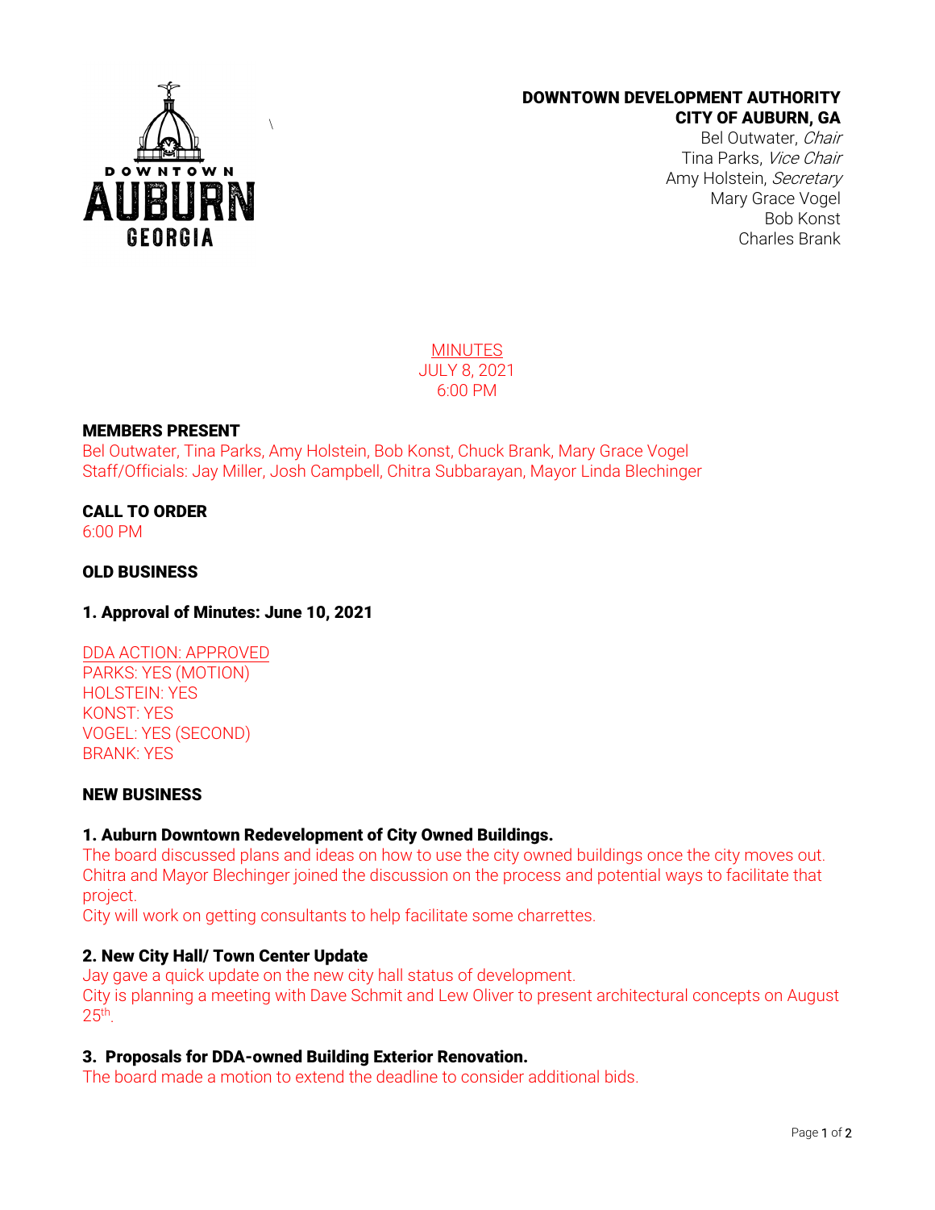**DOWNTOWN DEVELOPMENT AUTHORITY**
**CITY OF AUBURN, GA**

Bel Outwater, *Chair*
Tina Parks, *Vice Chair*
Amy Holstein, *Secretary*
Mary Grace Vogel
Bob Konst
Charles Brank

MINUTES
JULY 8, 2021
6:00 PM

**MEMBERS PRESENT**

Bel Outwater, Tina Parks, Amy Holstein, Bob Konst, Chuck Brank, Mary Grace Vogel
Staff/Officials: Jay Miller, Josh Campbell, Chitra Subbarayan, Mayor Linda Blechinger

**CALL TO ORDER**

6:00 PM

**OLD BUSINESS**

**1. Approval of Minutes: June 10, 2021**

DDA ACTION: APPROVED
PARKS: YES (MOTION)
HOLSTEIN: YES
KONST: YES
VOGEL: YES (SECOND)
BRANK: YES

**NEW BUSINESS**

**1. Auburn Downtown Redevelopment of City Owned Buildings.**

The board discussed plans and ideas on how to use the city owned buildings once the city moves out. Chitra and Mayor Blechinger joined the discussion on the process and potential ways to facilitate that project.
City will work on getting consultants to help facilitate some charrettes.

**2. New City Hall/ Town Center Update**

Jay gave a quick update on the new city hall status of development.
City is planning a meeting with Dave Schmit and Lew Oliver to present architectural concepts on August 25th.

**3. Proposals for DDA-owned Building Exterior Renovation.**

The board made a motion to extend the deadline to consider additional bids.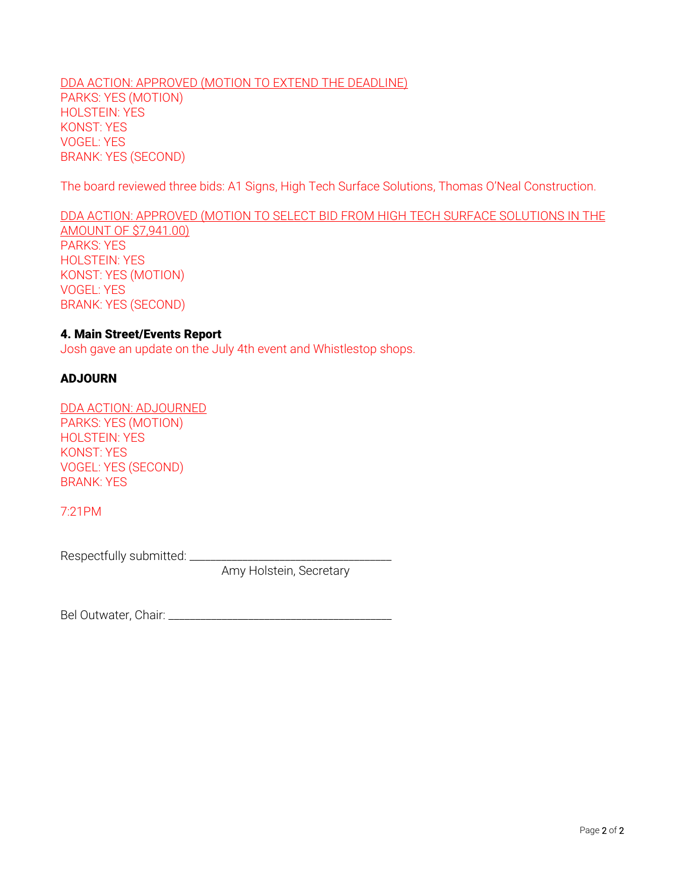DDA ACTION: APPROVED (MOTION TO EXTEND THE DEADLINE)
PARKS: YES (MOTION)
HOLSTEIN: YES
KONST: YES
VOGEL: YES
BRANK: YES (SECOND)

The board reviewed three bids: A1 Signs, High Tech Surface Solutions, Thomas O'Neal Construction.

DDA ACTION: APPROVED (MOTION TO SELECT BID FROM HIGH TECH SURFACE SOLUTIONS IN THE AMOUNT OF $7,941.00)
PARKS: YES
HOLSTEIN: YES
KONST: YES (MOTION)
VOGEL: YES
BRANK: YES (SECOND)

**4. Main Street/Events Report**

Josh gave an update on the July 4th event and Whistlestop shops.

**ADJOURN**

DDA ACTION: ADJOURNED
PARKS: YES (MOTION)
HOLSTEIN: YES
KONST: YES
VOGEL: YES (SECOND)
BRANK: YES

7:21PM

Respectfully submitted: ______________________________
Amy Holstein, Secretary

Bel Outwater, Chair: ______________________________